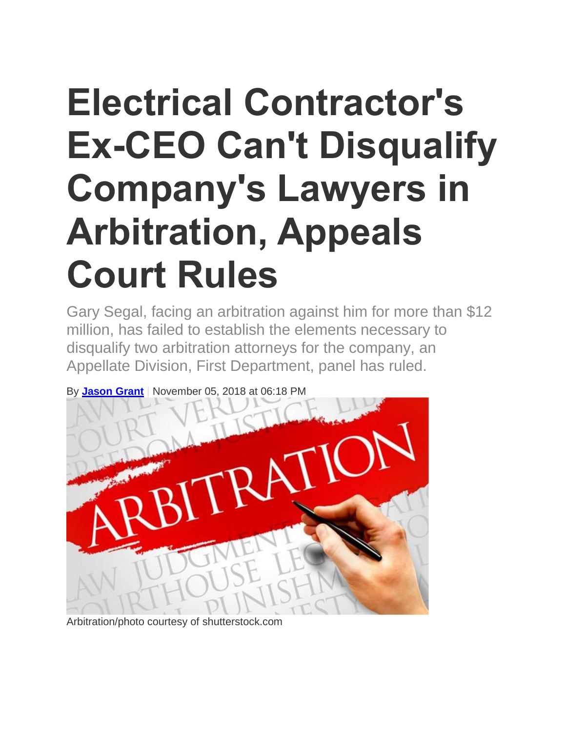# Electrical Contractor's Ex-CEO Can't Disqualify Company's Lawyers in Arbitration, Appeals Court Rules

Gary Segal, facing an arbitration against him for more than $12 million, has failed to establish the elements necessary to disqualify two arbitration attorneys for the company, an Appellate Division, First Department, panel has ruled.

By **Jason Grant** | November 05, 2018 at 06:18 PM

Arbitration/photo courtesy of shutterstock.com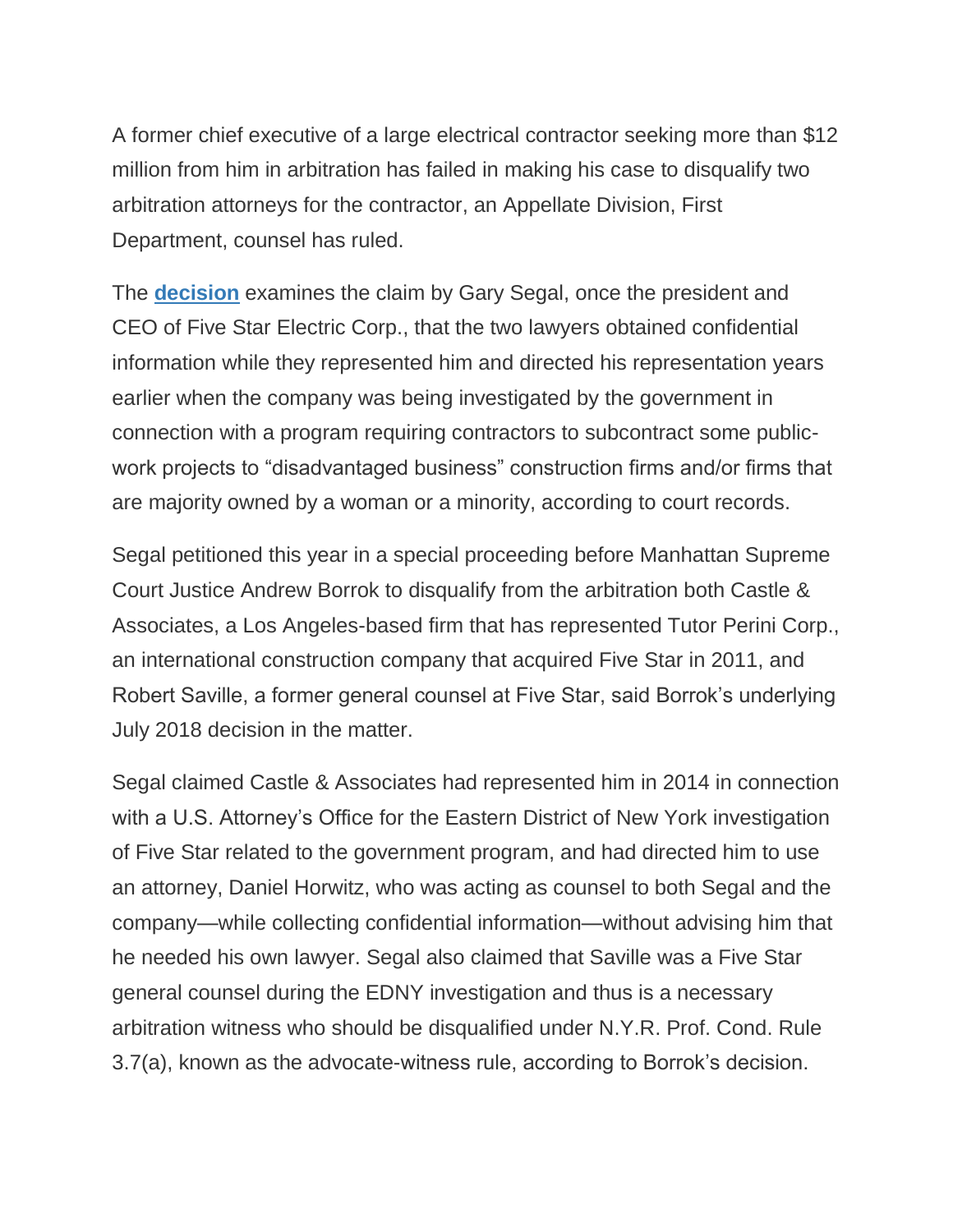A former chief executive of a large electrical contractor seeking more than $12 million from him in arbitration has failed in making his case to disqualify two arbitration attorneys for the contractor, an Appellate Division, First Department, counsel has ruled.

The **decision** examines the claim by Gary Segal, once the president and CEO of Five Star Electric Corp., that the two lawyers obtained confidential information while they represented him and directed his representation years earlier when the company was being investigated by the government in connection with a program requiring contractors to subcontract some public-work projects to "disadvantaged business" construction firms and/or firms that are majority owned by a woman or a minority, according to court records.

Segal petitioned this year in a special proceeding before Manhattan Supreme Court Justice Andrew Borrok to disqualify from the arbitration both Castle & Associates, a Los Angeles-based firm that has represented Tutor Perini Corp., an international construction company that acquired Five Star in 2011, and Robert Saville, a former general counsel at Five Star, said Borrok's underlying July 2018 decision in the matter.

Segal claimed Castle & Associates had represented him in 2014 in connection with a U.S. Attorney's Office for the Eastern District of New York investigation of Five Star related to the government program, and had directed him to use an attorney, Daniel Horwitz, who was acting as counsel to both Segal and the company—while collecting confidential information—without advising him that he needed his own lawyer. Segal also claimed that Saville was a Five Star general counsel during the EDNY investigation and thus is a necessary arbitration witness who should be disqualified under N.Y.R. Prof. Cond. Rule 3.7(a), known as the advocate-witness rule, according to Borrok's decision.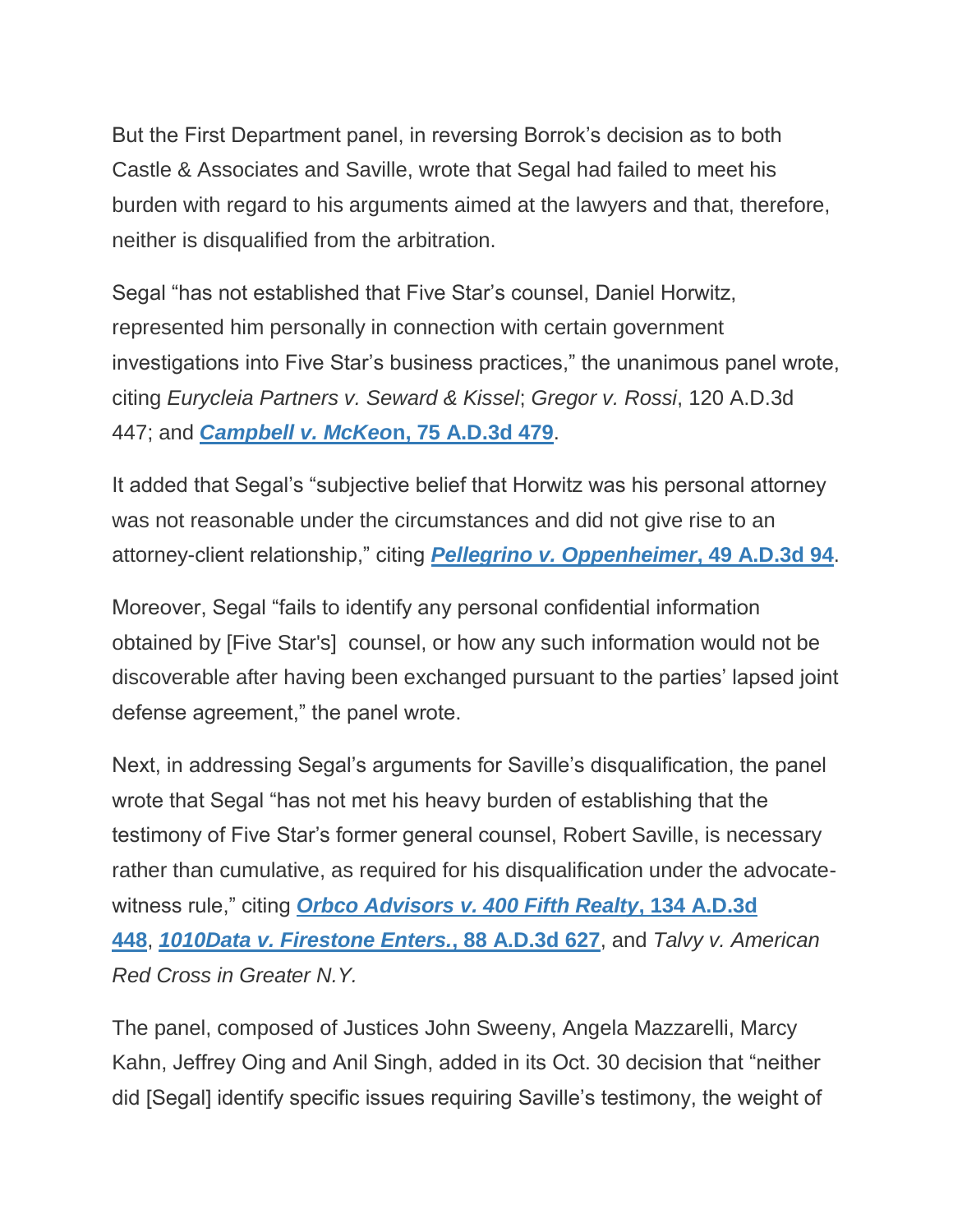But the First Department panel, in reversing Borrok's decision as to both Castle & Associates and Saville, wrote that Segal had failed to meet his burden with regard to his arguments aimed at the lawyers and that, therefore, neither is disqualified from the arbitration.

Segal "has not established that Five Star's counsel, Daniel Horwitz, represented him personally in connection with certain government investigations into Five Star's business practices," the unanimous panel wrote, citing *Eurycleia Partners v. Seward & Kissel*; *Gregor v. Rossi*, 120 A.D.3d 447; and ***Campbell v. McKeon*, 75 A.D.3d 479**.

It added that Segal's "subjective belief that Horwitz was his personal attorney was not reasonable under the circumstances and did not give rise to an attorney-client relationship," citing ***Pellegrino v. Oppenheimer*, 49 A.D.3d 94**.

Moreover, Segal "fails to identify any personal confidential information obtained by [Five Star's] counsel, or how any such information would not be discoverable after having been exchanged pursuant to the parties' lapsed joint defense agreement," the panel wrote.

Next, in addressing Segal's arguments for Saville's disqualification, the panel wrote that Segal "has not met his heavy burden of establishing that the testimony of Five Star's former general counsel, Robert Saville, is necessary rather than cumulative, as required for his disqualification under the advocate-witness rule," citing ***Orbco Advisors v. 400 Fifth Realty*, 134 A.D.3d 448**, ***1010Data v. Firestone Enters.*, 88 A.D.3d 627**, and *Talvy v. American Red Cross in Greater N.Y.*

The panel, composed of Justices John Sweeny, Angela Mazzarelli, Marcy Kahn, Jeffrey Oing and Anil Singh, added in its Oct. 30 decision that "neither did [Segal] identify specific issues requiring Saville's testimony, the weight of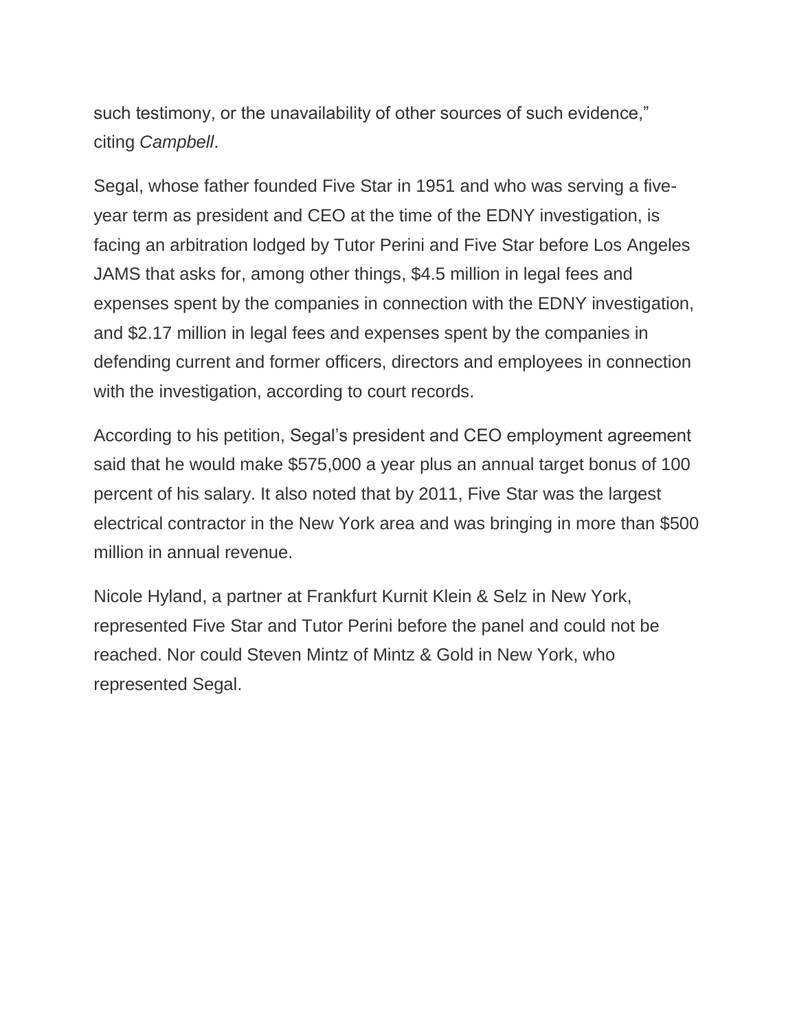such testimony, or the unavailability of other sources of such evidence," citing *Campbell*.

Segal, whose father founded Five Star in 1951 and who was serving a five-year term as president and CEO at the time of the EDNY investigation, is facing an arbitration lodged by Tutor Perini and Five Star before Los Angeles JAMS that asks for, among other things, $4.5 million in legal fees and expenses spent by the companies in connection with the EDNY investigation, and $2.17 million in legal fees and expenses spent by the companies in defending current and former officers, directors and employees in connection with the investigation, according to court records.

According to his petition, Segal's president and CEO employment agreement said that he would make $575,000 a year plus an annual target bonus of 100 percent of his salary. It also noted that by 2011, Five Star was the largest electrical contractor in the New York area and was bringing in more than $500 million in annual revenue.

Nicole Hyland, a partner at Frankfurt Kurnit Klein & Selz in New York, represented Five Star and Tutor Perini before the panel and could not be reached. Nor could Steven Mintz of Mintz & Gold in New York, who represented Segal.